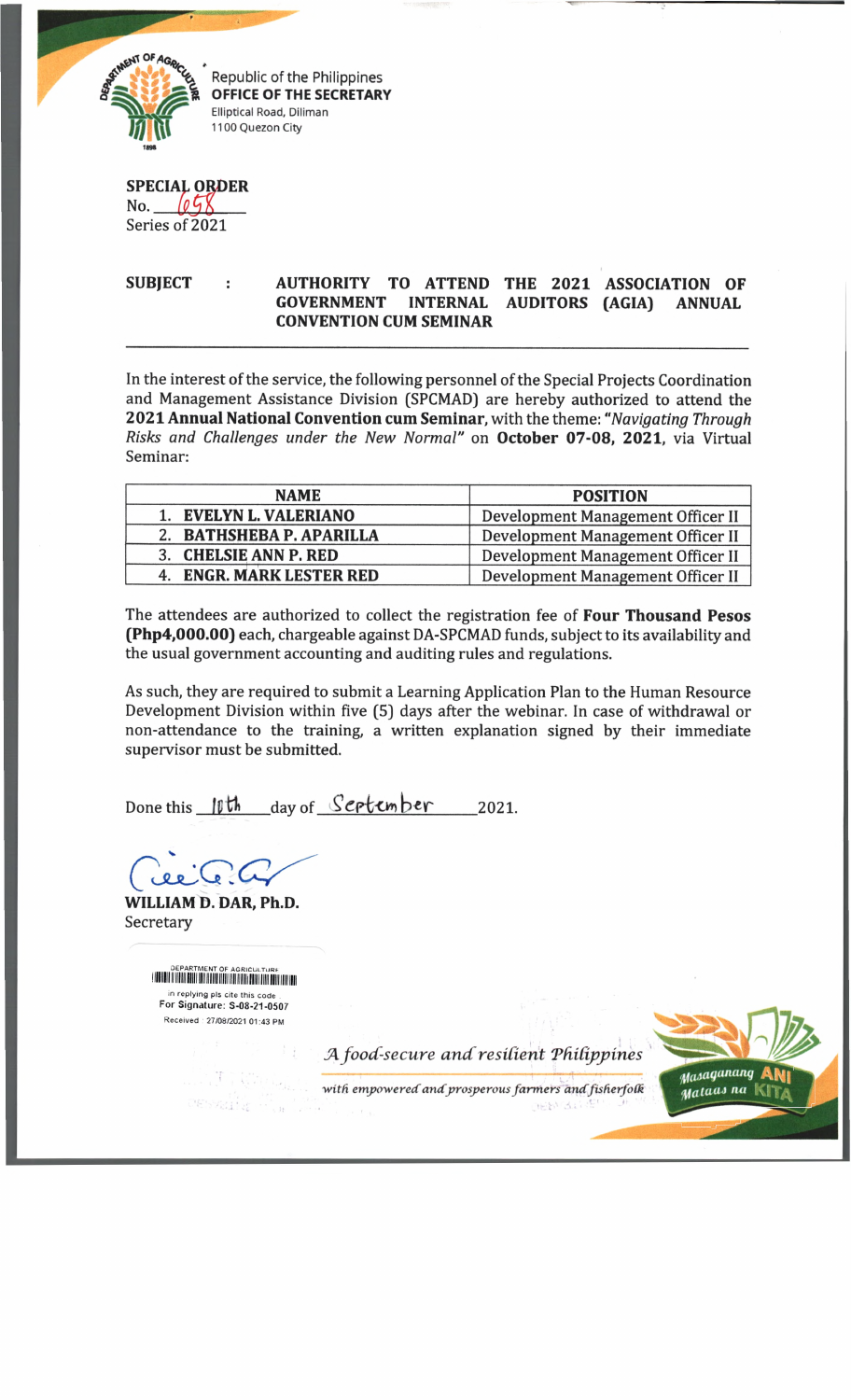Republic of the Philippines
**OFFICE OF THE SECRETARY**
Elliptical Road, Diliman
1100 Quezon City

**SPECIAL ORDER**
No. 658
Series of 2021

**SUBJECT : AUTHORITY TO ATTEND THE 2021 ASSOCIATION OF GOVERNMENT INTERNAL AUDITORS (AGIA) ANNUAL CONVENTION CUM SEMINAR**

In the interest of the service, the following personnel of the Special Projects Coordination and Management Assistance Division (SPCMAD) are hereby authorized to attend the **2021 Annual National Convention cum Seminar,** with the theme: ***"****Navigating Through Risks and Challenges under the New Normal"* on **October 07-08, 2021,** via Virtual Seminar:

| NAME | POSITION |
|---|---|
| 1. **EVELYN L. VALERIANO** | Development Management Officer II |
| 2. **BATHSHEBA P. APARILLA** | Development Management Officer II |
| 3. **CHELSIE ANN P. RED** | Development Management Officer II |
| 4. **ENGR. MARK LESTER RED** | Development Management Officer II |

The attendees are authorized to collect the registration fee of **Four Thousand Pesos (Php4,000.00)** each, chargeable against DA-SPCMAD funds, subject to its availability and the usual government accounting and auditing rules and regulations.

As such, they are required to submit a Learning Application Plan to the Human Resource Development Division within five (5) days after the webinar. In case of withdrawal or non-attendance to the training, a written explanation signed by their immediate supervisor must be submitted.

Done this 10th day of September 2021.

**WILLIAM D. DAR, Ph.D.**
Secretary

DEPARTMENT OF AGRICULTURE
in replying pls cite this code
For Signature: S-08-21-0507
Received : 27/08/2021 01:43 PM

*A food-secure and resilient Philippines*
*with empowered and prosperous farmers and fisherfolk*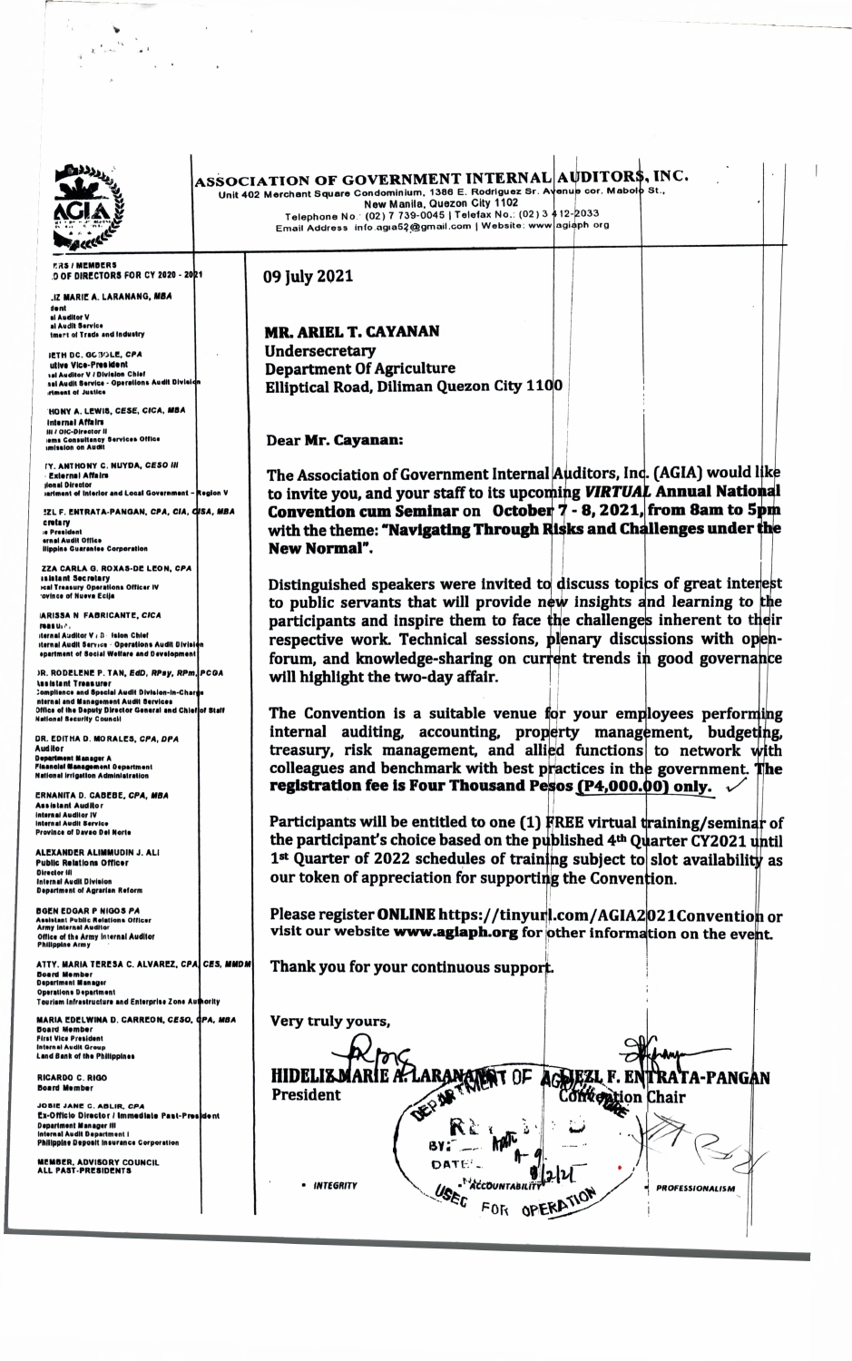# ASSOCIATION OF GOVERNMENT INTERNAL AUDITORS, INC.

Unit 402 Merchant Square Condominium, 1386 E. Rodriguez Sr. Avenue cor. Mabolo St.,
New Manila, Quezon City 1102
Telephone No.: (02) 7 739-0045 | Telefax No.: (02) 3 412-2033
Email Address: info.agia52@gmail.com | Website: www.agiaph.org

**OFFICERS / MEMBERS**
**BOARD OF DIRECTORS FOR CY 2020 - 2021**

**HIDELIZ MARIE A. LARANANG, MBA**
President
Internal Auditor V
Internal Audit Service
Department of Trade and Industry

**JANETH DC. GOBOLE, CPA**
Executive Vice-President
Internal Auditor V / Division Chief
Internal Audit Service - Operations Audit Division
Department of Justice

**ANTHONY A. LEWIS, CESE, CICA, MBA**
VP Internal Affairs
Director III / OIC-Director II
Systems Consultancy Services Office
Commission on Audit

**ATTY. ANTHONY C. NUYDA, CESO III**
VP External Affairs
Regional Director
Department of Interior and Local Government – Region V

**AGIEZL F. ENTRATA-PANGAN, CPA, CIA, CISA, MBA**
Secretary
Vice President
Internal Audit Office
Philippine Guarantee Corporation

**LIZZA CARLA G. ROXAS-DE LEON, CPA**
Assistant Secretary
Provincial Treasury Operations Officer IV
Province of Nueva Ecija

**CLARISSA N. FABRICANTE, CICA**
Treasurer
Internal Auditor V / Division Chief
Internal Audit Service - Operations Audit Division
Department of Social Welfare and Development

**DR. RODELENE P. TAN, EdD, RPsy, RPm, PCGA**
Assistant Treasurer
Compliance and Special Audit Division-In-Charge
Internal and Management Audit Services
Office of the Deputy Director General and Chief of Staff
National Security Council

**DR. EDITHA D. MORALES, CPA, DPA**
Auditor
Department Manager A
Financial Management Department
National Irrigation Administration

**ERNANITA D. CABEBE, CPA, MBA**
Assistant Auditor
Internal Auditor IV
Internal Audit Service
Province of Davao Del Norte

**ALEXANDER ALIMMUDIN J. ALI**
Public Relations Officer
Director III
Internal Audit Division
Department of Agrarian Reform

**BGEN EDGAR P NIGOS PA**
Assistant Public Relations Officer
Army Internal Auditor
Office of the Army Internal Auditor
Philippine Army

**ATTY. MARIA TERESA C. ALVAREZ, CPA, CES, MMDM**
Board Member
Department Manager
Operations Department
Tourism Infrastructure and Enterprise Zone Authority

**MARIA EDELWINA D. CARREON, CESO, CPA, MBA**
Board Member
First Vice President
Internal Audit Group
Land Bank of the Philippines

**RICARDO C. RIGO**
Board Member

**JOBIE JANE C. ABLIR, CPA**
Ex-Officio Director / Immediate Past-President
Department Manager III
Internal Audit Department I
Philippine Deposit Insurance Corporation

**MEMBER, ADVISORY COUNCIL**
**ALL PAST-PRESIDENTS**

**09 July 2021**

**MR. ARIEL T. CAYANAN**
**Undersecretary**
**Department Of Agriculture**
**Elliptical Road, Diliman Quezon City 1100**

**Dear Mr. Cayanan:**

**The Association of Government Internal Auditors, Inc. (AGIA) would like to invite you, and your staff to its upcoming *VIRTUAL* Annual National Convention cum Seminar on October 7 - 8, 2021, from 8am to 5pm with the theme: "Navigating Through Risks and Challenges under the New Normal".**

**Distinguished speakers were invited to discuss topics of great interest to public servants that will provide new insights and learning to the participants and inspire them to face the challenges inherent to their respective work. Technical sessions, plenary discussions with open-forum, and knowledge-sharing on current trends in good governance will highlight the two-day affair.**

**The Convention is a suitable venue for your employees performing internal auditing, accounting, property management, budgeting, treasury, risk management, and allied functions to network with colleagues and benchmark with best practices in the government. The registration fee is Four Thousand Pesos (P4,000.00) only.** ✓

**Participants will be entitled to one (1) FREE virtual training/seminar of the participant's choice based on the published 4th Quarter CY2021 until 1st Quarter of 2022 schedules of training subject to slot availability as our token of appreciation for supporting the Convention.**

**Please register ONLINE https://tinyurl.com/AGIA2021Convention or visit our website www.agiaph.org for other information on the event.**

**Thank you for your continuous support.**

**Very truly yours,**

**HIDELIZ MARIE A. LARANANG**
**President**

**AGIEZL F. ENTRATA-PANGAN**
**Convention Chair**

DEPARTMENT OF AGRICULTURE
RECEIVED
BY: ___
DATE: 8/2/21
USEC FOR OPERATION

• INTEGRITY • ACCOUNTABILITY • PROFESSIONALISM